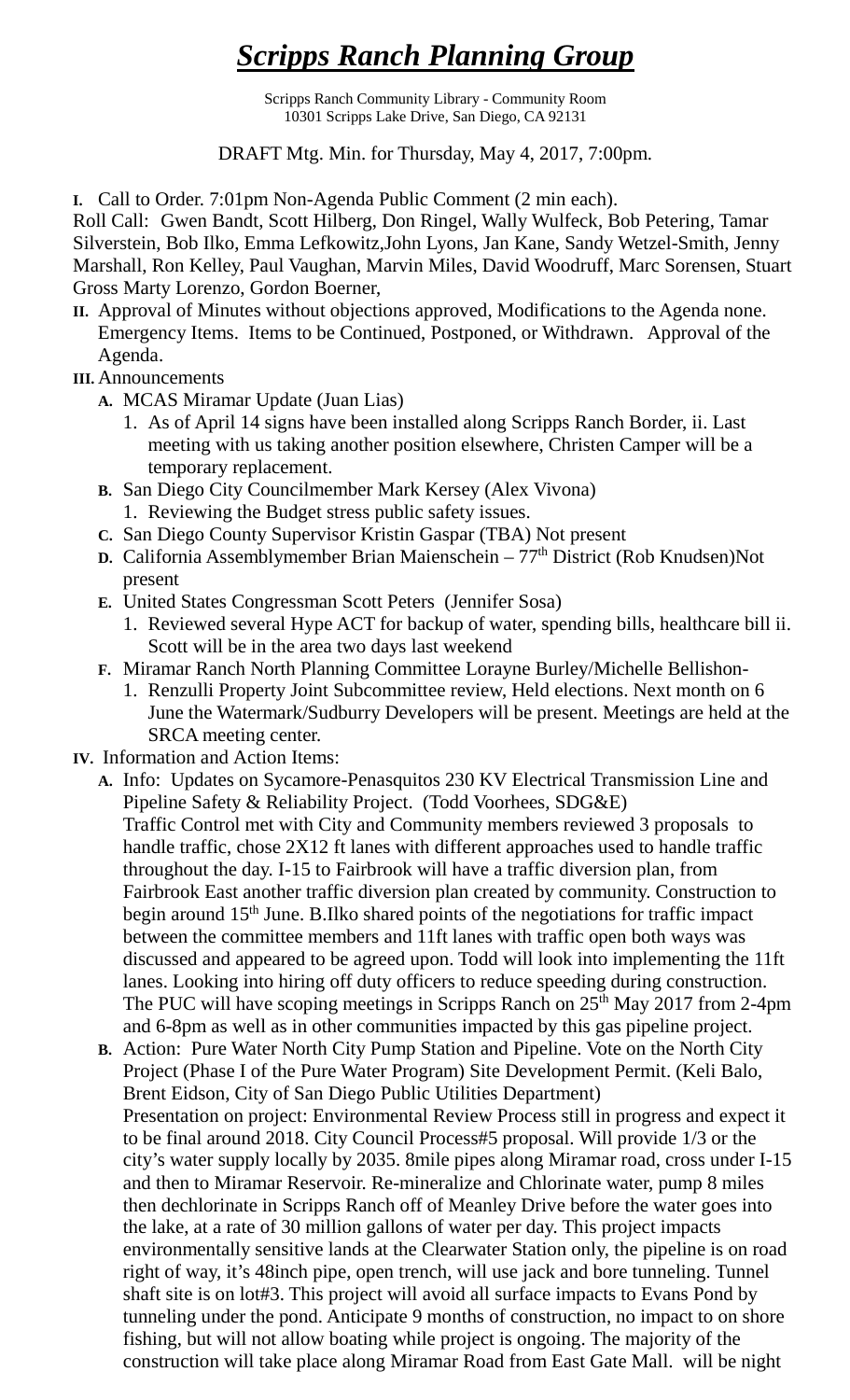# ***Scripps Ranch Planning Group***

Scripps Ranch Community Library - Community Room
10301 Scripps Lake Drive, San Diego, CA 92131

DRAFT Mtg. Min. for Thursday, May 4, 2017, 7:00pm.

**I.** Call to Order. 7:01pm Non-Agenda Public Comment (2 min each).

Roll Call: Gwen Bandt, Scott Hilberg, Don Ringel, Wally Wulfeck, Bob Petering, Tamar Silverstein, Bob Ilko, Emma Lefkowitz,John Lyons, Jan Kane, Sandy Wetzel-Smith, Jenny Marshall, Ron Kelley, Paul Vaughan, Marvin Miles, David Woodruff, Marc Sorensen, Stuart Gross Marty Lorenzo, Gordon Boerner,

**II.** Approval of Minutes without objections approved, Modifications to the Agenda none. Emergency Items. Items to be Continued, Postponed, or Withdrawn. Approval of the Agenda.

**III.** Announcements

- **A.** MCAS Miramar Update (Juan Lias)
  1. As of April 14 signs have been installed along Scripps Ranch Border, ii. Last meeting with us taking another position elsewhere, Christen Camper will be a temporary replacement.
- **B.** San Diego City Councilmember Mark Kersey (Alex Vivona)
  1. Reviewing the Budget stress public safety issues.
- **C.** San Diego County Supervisor Kristin Gaspar (TBA) Not present
- **D.** California Assemblymember Brian Maienschein – 77th District (Rob Knudsen)Not present
- **E.** United States Congressman Scott Peters (Jennifer Sosa)
  1. Reviewed several Hype ACT for backup of water, spending bills, healthcare bill ii. Scott will be in the area two days last weekend
- **F.** Miramar Ranch North Planning Committee Lorayne Burley/Michelle Bellishon-
  1. Renzulli Property Joint Subcommittee review, Held elections. Next month on 6 June the Watermark/Sudburry Developers will be present. Meetings are held at the SRCA meeting center.

**IV.** Information and Action Items:

- **A.** Info: Updates on Sycamore-Penasquitos 230 KV Electrical Transmission Line and Pipeline Safety & Reliability Project. (Todd Voorhees, SDG&E)

  Traffic Control met with City and Community members reviewed 3 proposals to handle traffic, chose 2X12 ft lanes with different approaches used to handle traffic throughout the day. I-15 to Fairbrook will have a traffic diversion plan, from Fairbrook East another traffic diversion plan created by community. Construction to begin around 15th June. B.Ilko shared points of the negotiations for traffic impact between the committee members and 11ft lanes with traffic open both ways was discussed and appeared to be agreed upon. Todd will look into implementing the 11ft lanes. Looking into hiring off duty officers to reduce speeding during construction. The PUC will have scoping meetings in Scripps Ranch on 25th May 2017 from 2-4pm and 6-8pm as well as in other communities impacted by this gas pipeline project.

- **B.** Action: Pure Water North City Pump Station and Pipeline. Vote on the North City Project (Phase I of the Pure Water Program) Site Development Permit. (Keli Balo, Brent Eidson, City of San Diego Public Utilities Department)

  Presentation on project: Environmental Review Process still in progress and expect it to be final around 2018. City Council Process#5 proposal. Will provide 1/3 or the city's water supply locally by 2035. 8mile pipes along Miramar road, cross under I-15 and then to Miramar Reservoir. Re-mineralize and Chlorinate water, pump 8 miles then dechlorinate in Scripps Ranch off of Meanley Drive before the water goes into the lake, at a rate of 30 million gallons of water per day. This project impacts environmentally sensitive lands at the Clearwater Station only, the pipeline is on road right of way, it's 48inch pipe, open trench, will use jack and bore tunneling. Tunnel shaft site is on lot#3. This project will avoid all surface impacts to Evans Pond by tunneling under the pond. Anticipate 9 months of construction, no impact to on shore fishing, but will not allow boating while project is ongoing. The majority of the construction will take place along Miramar Road from East Gate Mall. will be night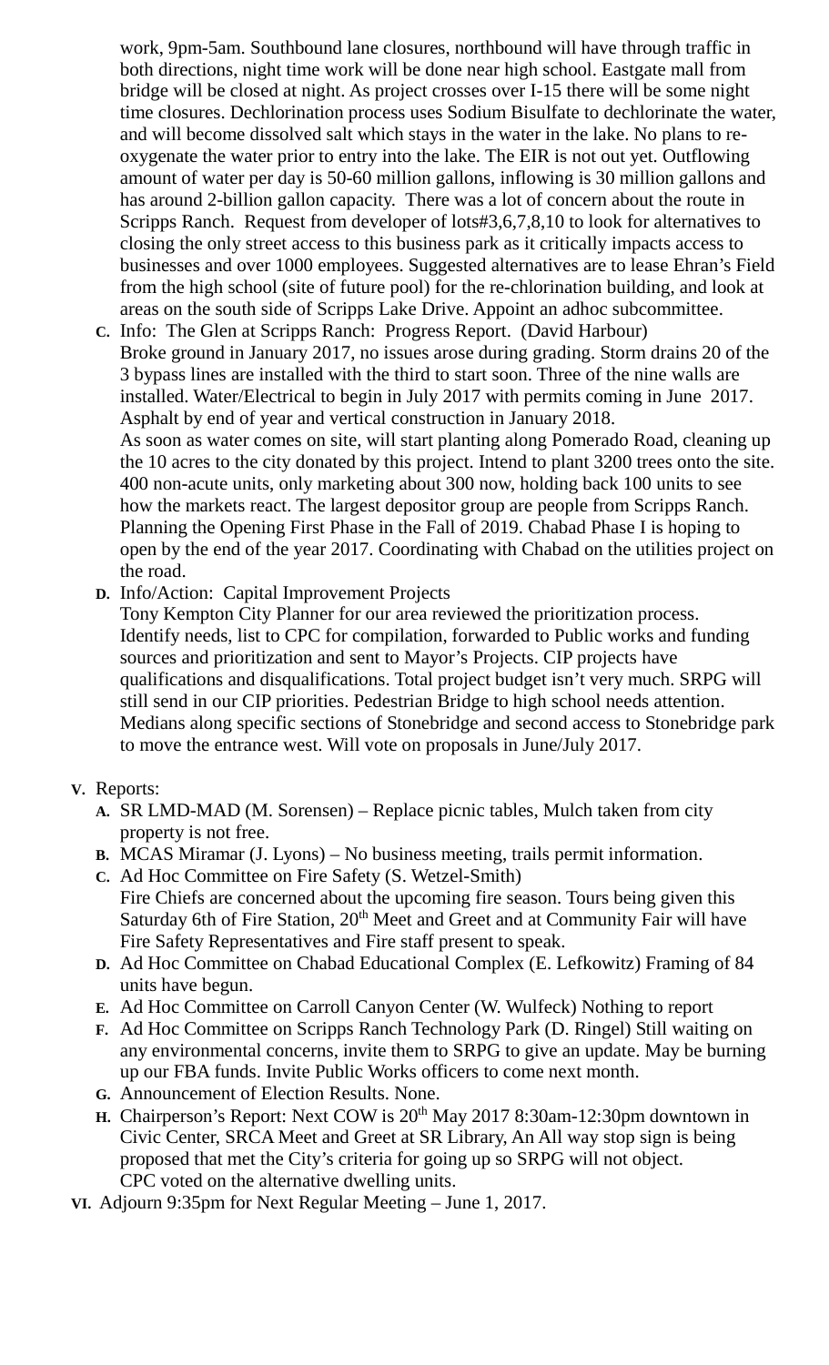work, 9pm-5am. Southbound lane closures, northbound will have through traffic in both directions, night time work will be done near high school. Eastgate mall from bridge will be closed at night. As project crosses over I-15 there will be some night time closures. Dechlorination process uses Sodium Bisulfate to dechlorinate the water, and will become dissolved salt which stays in the water in the lake. No plans to re-oxygenate the water prior to entry into the lake. The EIR is not out yet. Outflowing amount of water per day is 50-60 million gallons, inflowing is 30 million gallons and has around 2-billion gallon capacity. There was a lot of concern about the route in Scripps Ranch. Request from developer of lots#3,6,7,8,10 to look for alternatives to closing the only street access to this business park as it critically impacts access to businesses and over 1000 employees. Suggested alternatives are to lease Ehran's Field from the high school (site of future pool) for the re-chlorination building, and look at areas on the south side of Scripps Lake Drive. Appoint an adhoc subcommittee.

C. Info: The Glen at Scripps Ranch: Progress Report. (David Harbour)
   Broke ground in January 2017, no issues arose during grading. Storm drains 20 of the 3 bypass lines are installed with the third to start soon. Three of the nine walls are installed. Water/Electrical to begin in July 2017 with permits coming in June 2017. Asphalt by end of year and vertical construction in January 2018.
   As soon as water comes on site, will start planting along Pomerado Road, cleaning up the 10 acres to the city donated by this project. Intend to plant 3200 trees onto the site. 400 non-acute units, only marketing about 300 now, holding back 100 units to see how the markets react. The largest depositor group are people from Scripps Ranch. Planning the Opening First Phase in the Fall of 2019. Chabad Phase I is hoping to open by the end of the year 2017. Coordinating with Chabad on the utilities project on the road.

D. Info/Action: Capital Improvement Projects
   Tony Kempton City Planner for our area reviewed the prioritization process. Identify needs, list to CPC for compilation, forwarded to Public works and funding sources and prioritization and sent to Mayor's Projects. CIP projects have qualifications and disqualifications. Total project budget isn't very much. SRPG will still send in our CIP priorities. Pedestrian Bridge to high school needs attention. Medians along specific sections of Stonebridge and second access to Stonebridge park to move the entrance west. Will vote on proposals in June/July 2017.

V. Reports:
   A. SR LMD-MAD (M. Sorensen) – Replace picnic tables, Mulch taken from city property is not free.
   B. MCAS Miramar (J. Lyons) – No business meeting, trails permit information.
   C. Ad Hoc Committee on Fire Safety (S. Wetzel-Smith)
      Fire Chiefs are concerned about the upcoming fire season. Tours being given this Saturday 6th of Fire Station, 20th Meet and Greet and at Community Fair will have Fire Safety Representatives and Fire staff present to speak.
   D. Ad Hoc Committee on Chabad Educational Complex (E. Lefkowitz) Framing of 84 units have begun.
   E. Ad Hoc Committee on Carroll Canyon Center (W. Wulfeck) Nothing to report
   F. Ad Hoc Committee on Scripps Ranch Technology Park (D. Ringel) Still waiting on any environmental concerns, invite them to SRPG to give an update. May be burning up our FBA funds. Invite Public Works officers to come next month.
   G. Announcement of Election Results. None.
   H. Chairperson's Report: Next COW is 20th May 2017 8:30am-12:30pm downtown in Civic Center, SRCA Meet and Greet at SR Library, An All way stop sign is being proposed that met the City's criteria for going up so SRPG will not object.
      CPC voted on the alternative dwelling units.

VI. Adjourn 9:35pm for Next Regular Meeting – June 1, 2017.